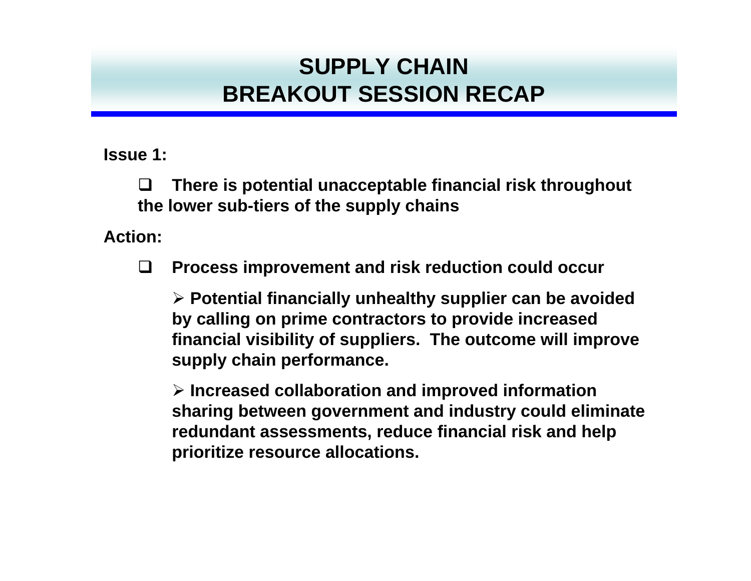# SUPPLY CHAIN BREAKOUT SESSION RECAP

**Issue 1:**

- **There is potential unacceptable financial risk throughout the lower sub-tiers of the supply chains**

**Action:**

- **Process improvement and risk reduction could occur**
  - **Potential financially unhealthy supplier can be avoided by calling on prime contractors to provide increased financial visibility of suppliers. The outcome will improve supply chain performance.**
  - **Increased collaboration and improved information sharing between government and industry could eliminate redundant assessments, reduce financial risk and help prioritize resource allocations.**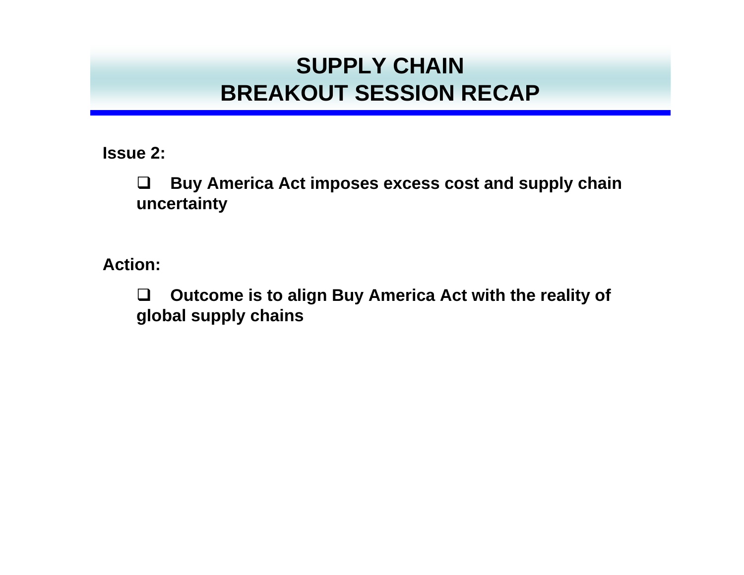# SUPPLY CHAIN
# BREAKOUT SESSION RECAP

**Issue 2:**

- **Buy America Act imposes excess cost and supply chain uncertainty**

**Action:**

- **Outcome is to align Buy America Act with the reality of global supply chains**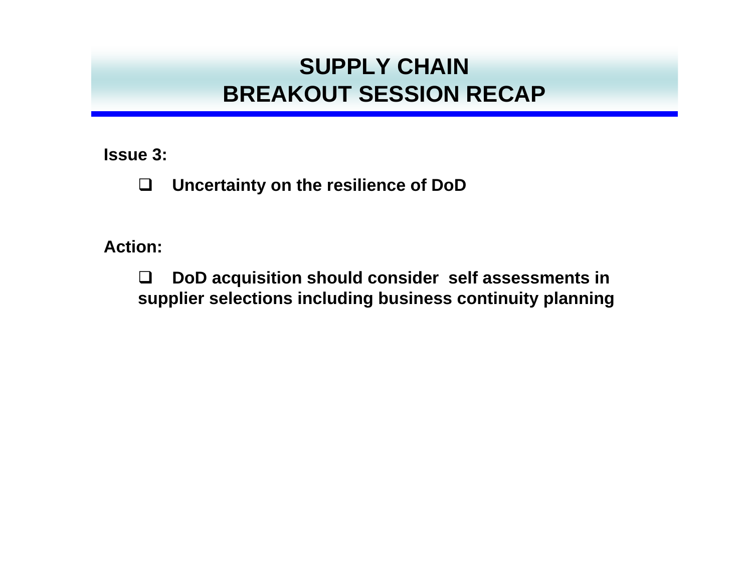# SUPPLY CHAIN
# BREAKOUT SESSION RECAP

**Issue 3:**

- **Uncertainty on the resilience of DoD**

**Action:**

- **DoD acquisition should consider self assessments in supplier selections including business continuity planning**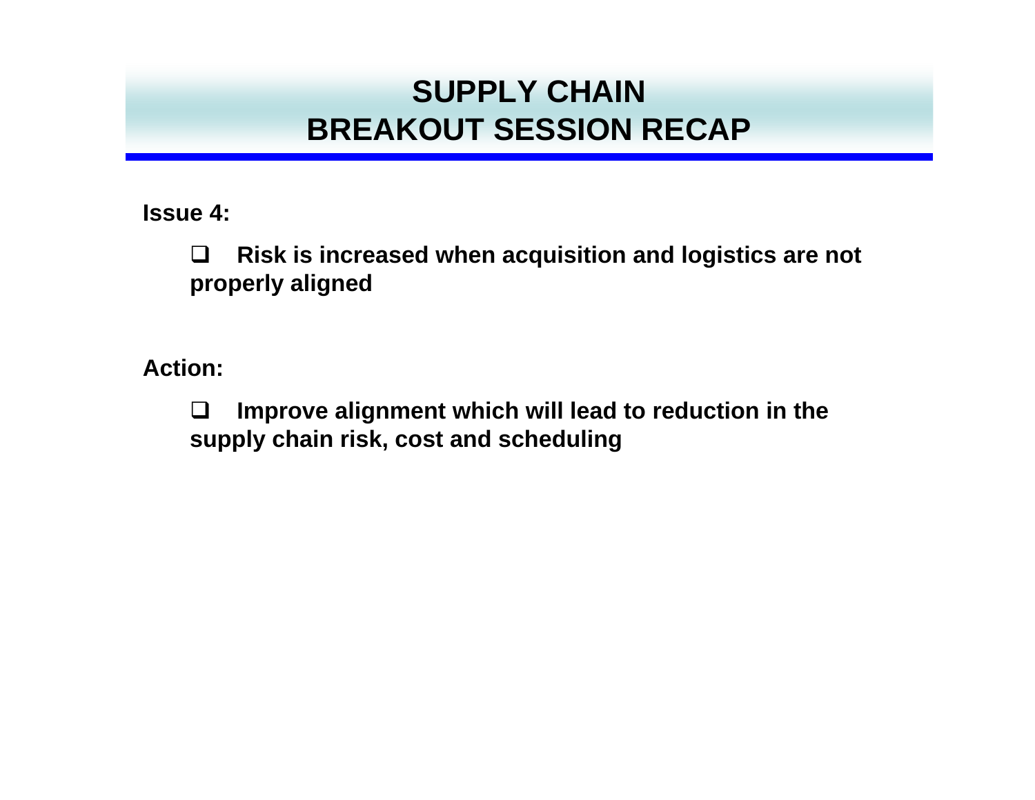# SUPPLY CHAIN BREAKOUT SESSION RECAP

**Issue 4:**

- **Risk is increased when acquisition and logistics are not properly aligned**

**Action:**

- **Improve alignment which will lead to reduction in the supply chain risk, cost and scheduling**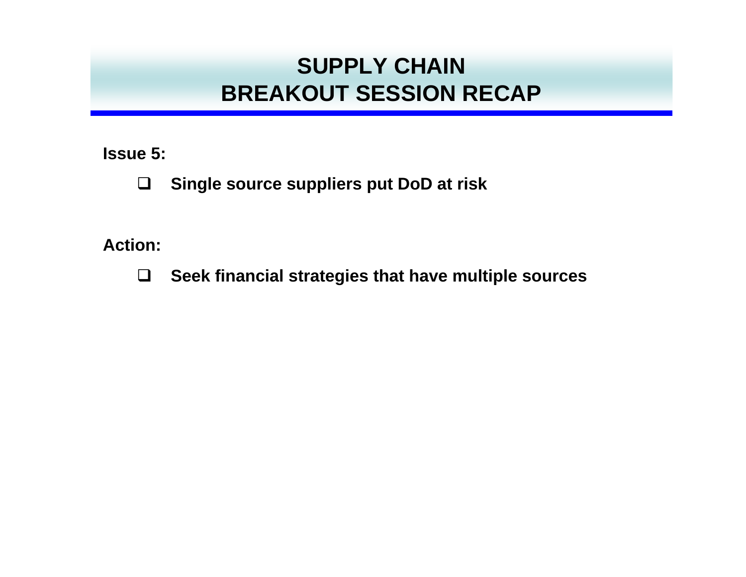# SUPPLY CHAIN BREAKOUT SESSION RECAP

**Issue 5:**

- **Single source suppliers put DoD at risk**

**Action:**

- **Seek financial strategies that have multiple sources**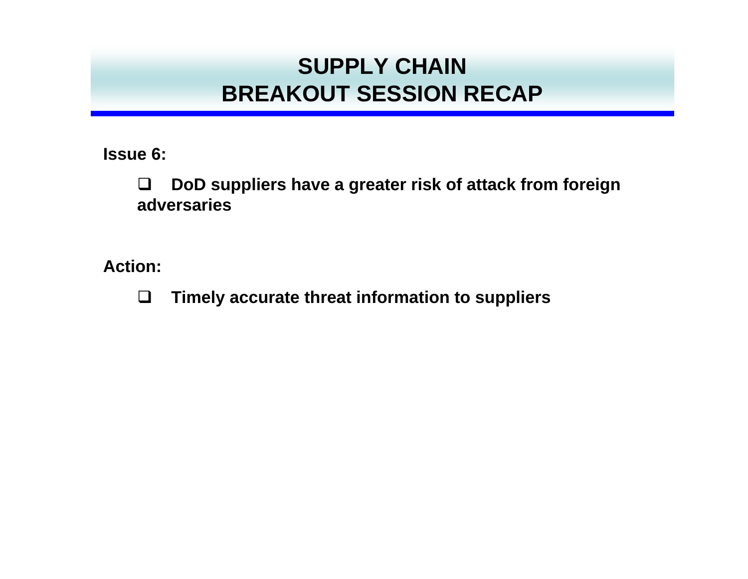# SUPPLY CHAIN
# BREAKOUT SESSION RECAP

**Issue 6:**

- **DoD suppliers have a greater risk of attack from foreign adversaries**

**Action:**

- **Timely accurate threat information to suppliers**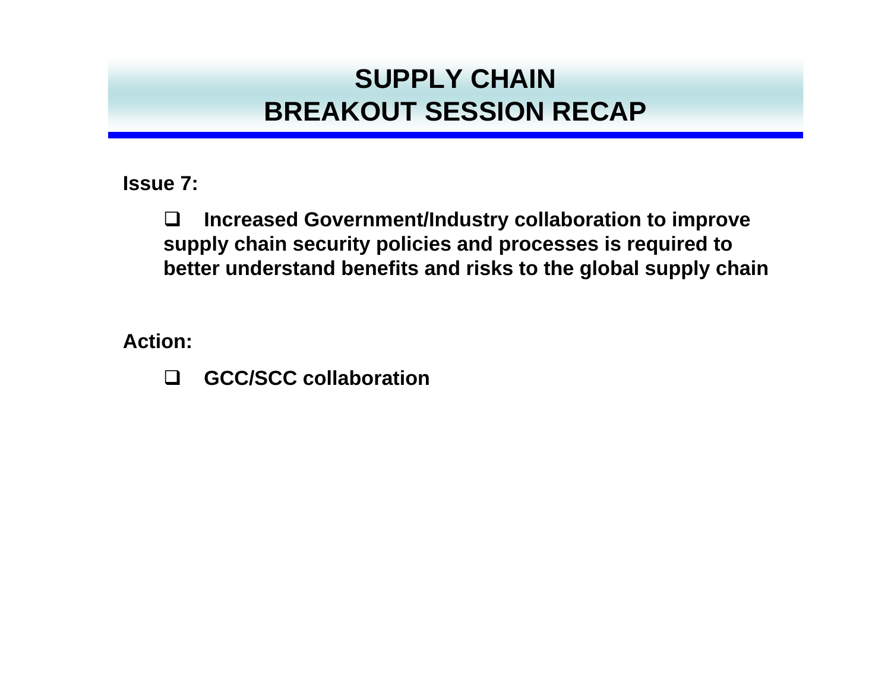# SUPPLY CHAIN BREAKOUT SESSION RECAP

**Issue 7:**

- **Increased Government/Industry collaboration to improve supply chain security policies and processes is required to better understand benefits and risks to the global supply chain**

**Action:**

- **GCC/SCC collaboration**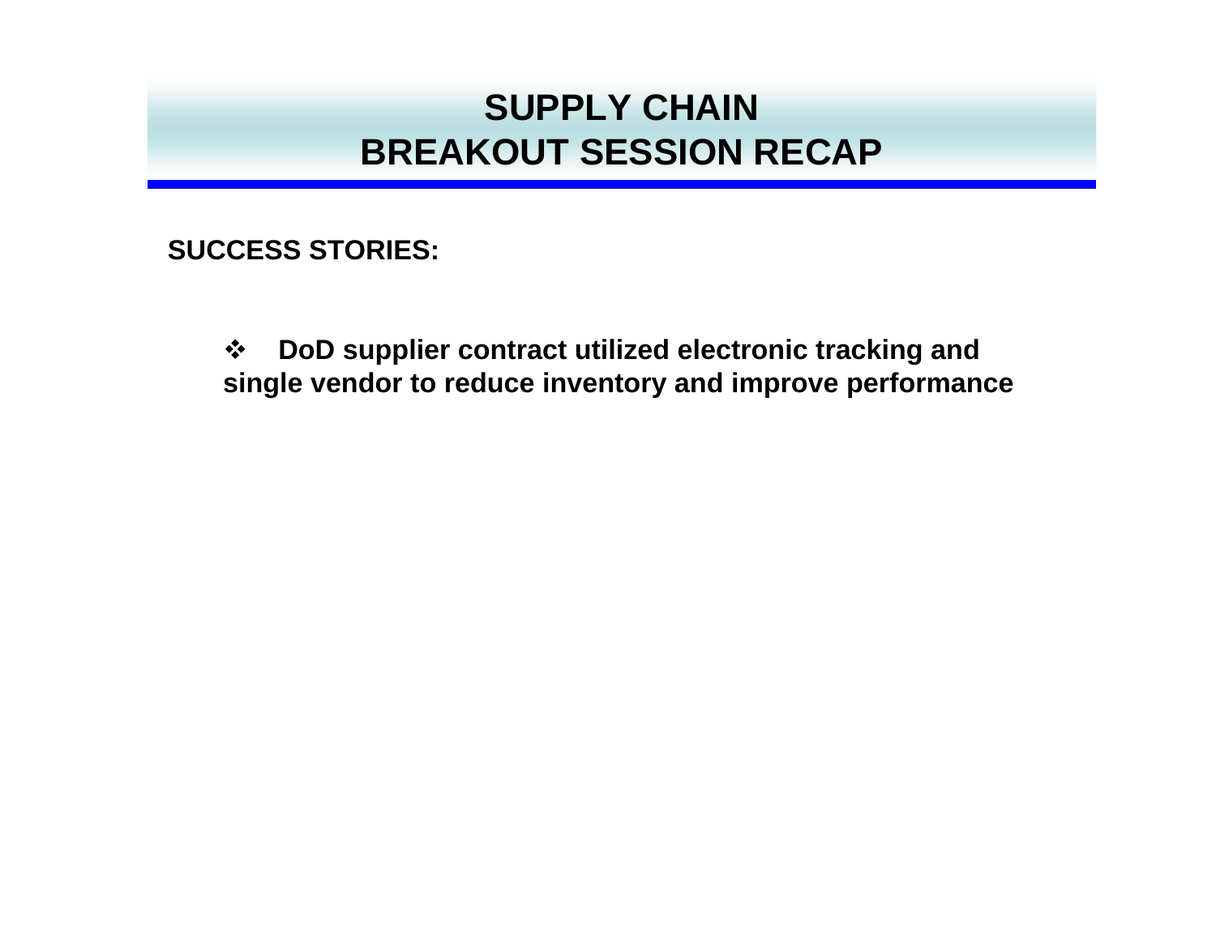# SUPPLY CHAIN
# BREAKOUT SESSION RECAP

**SUCCESS STORIES:**

- **DoD supplier contract utilized electronic tracking and single vendor to reduce inventory and improve performance**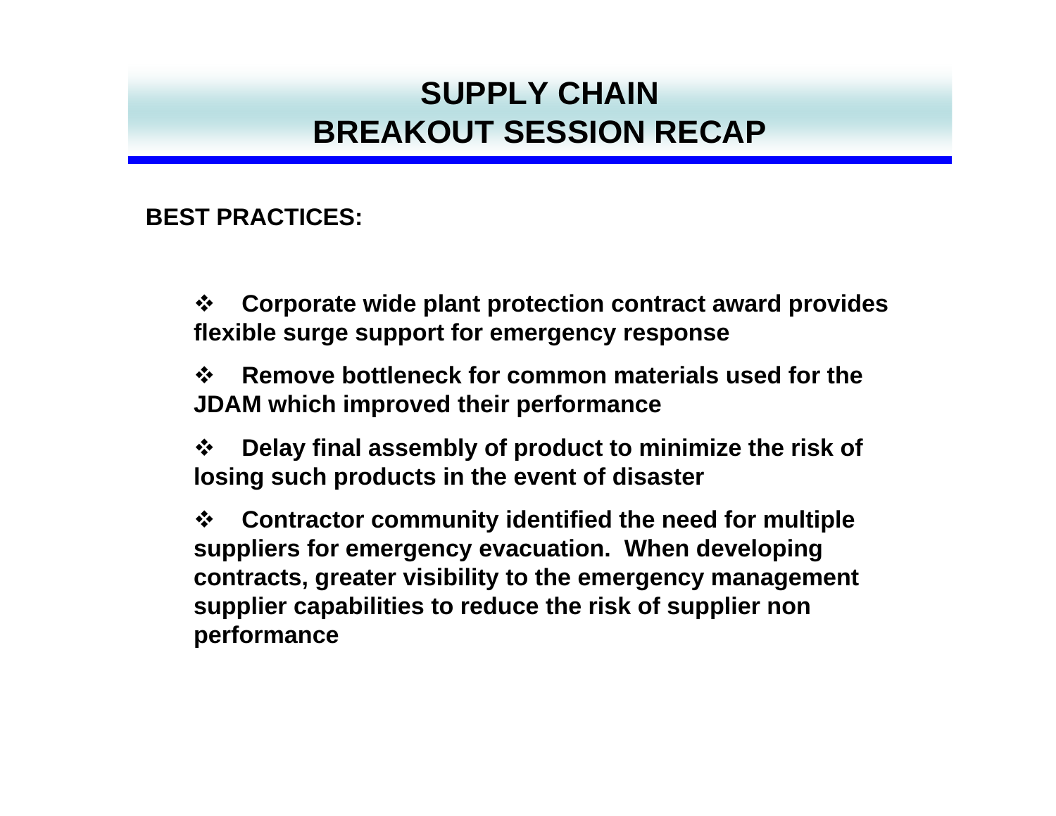# SUPPLY CHAIN
# BREAKOUT SESSION RECAP

**BEST PRACTICES:**

- **Corporate wide plant protection contract award provides flexible surge support for emergency response**
- **Remove bottleneck for common materials used for the JDAM which improved their performance**
- **Delay final assembly of product to minimize the risk of losing such products in the event of disaster**
- **Contractor community identified the need for multiple suppliers for emergency evacuation. When developing contracts, greater visibility to the emergency management supplier capabilities to reduce the risk of supplier non performance**